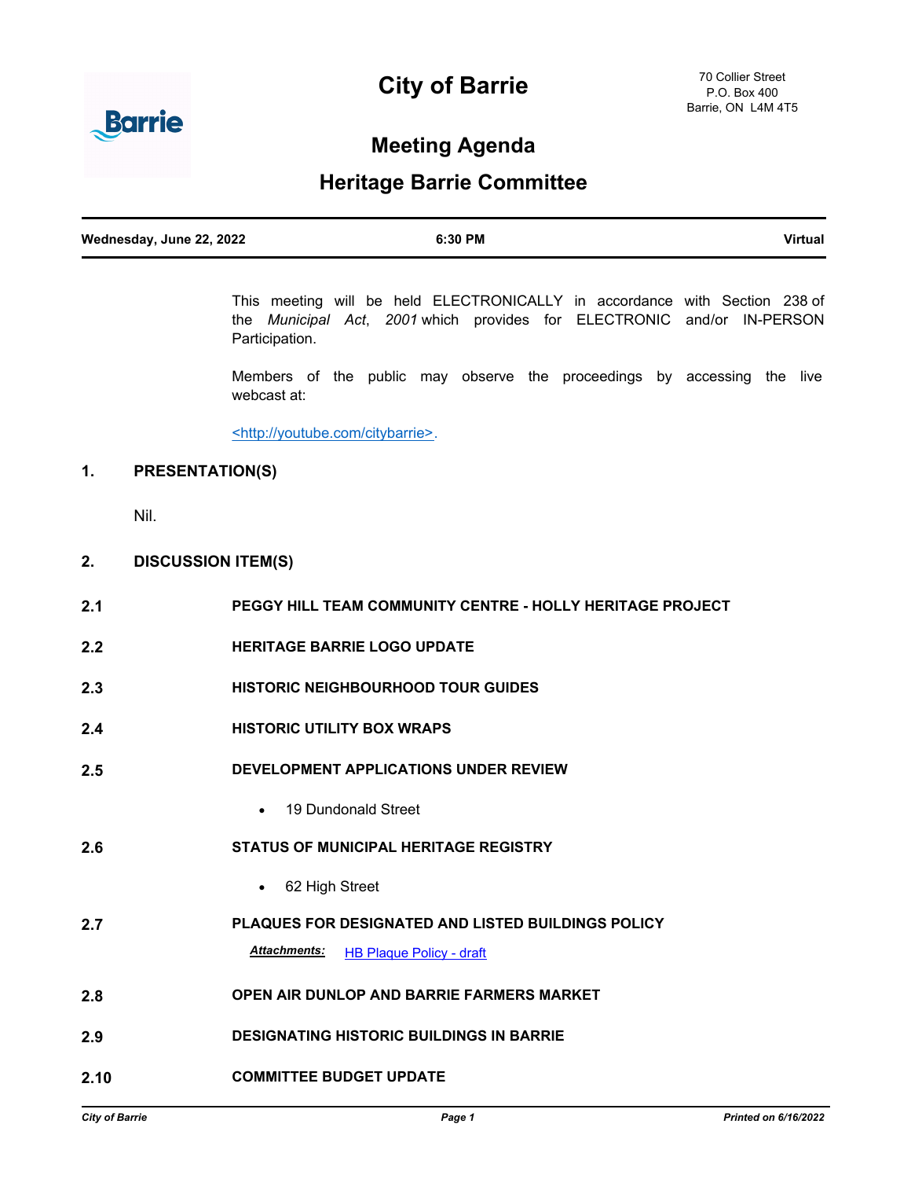# City of Barrie

70 Collier Street
P.O. Box 400
Barrie, ON L4M 4T5

## Meeting Agenda

## Heritage Barrie Committee

| Wednesday, June 22, 2022 | 6:30 PM | Virtual |
|---|---|---|

This meeting will be held ELECTRONICALLY in accordance with Section 238 of the *Municipal Act, 2001* which provides for ELECTRONIC and/or IN-PERSON Participation.

Members of the public may observe the proceedings by accessing the live webcast at:

<http://youtube.com/citybarrie>.

### 1. PRESENTATION(S)

Nil.

### 2. DISCUSSION ITEM(S)

**2.1 PEGGY HILL TEAM COMMUNITY CENTRE - HOLLY HERITAGE PROJECT**

**2.2 HERITAGE BARRIE LOGO UPDATE**

**2.3 HISTORIC NEIGHBOURHOOD TOUR GUIDES**

**2.4 HISTORIC UTILITY BOX WRAPS**

**2.5 DEVELOPMENT APPLICATIONS UNDER REVIEW**

- 19 Dundonald Street

**2.6 STATUS OF MUNICIPAL HERITAGE REGISTRY**

- 62 High Street

**2.7 PLAQUES FOR DESIGNATED AND LISTED BUILDINGS POLICY**

***Attachments:*** HB Plaque Policy - draft

**2.8 OPEN AIR DUNLOP AND BARRIE FARMERS MARKET**

**2.9 DESIGNATING HISTORIC BUILDINGS IN BARRIE**

**2.10 COMMITTEE BUDGET UPDATE**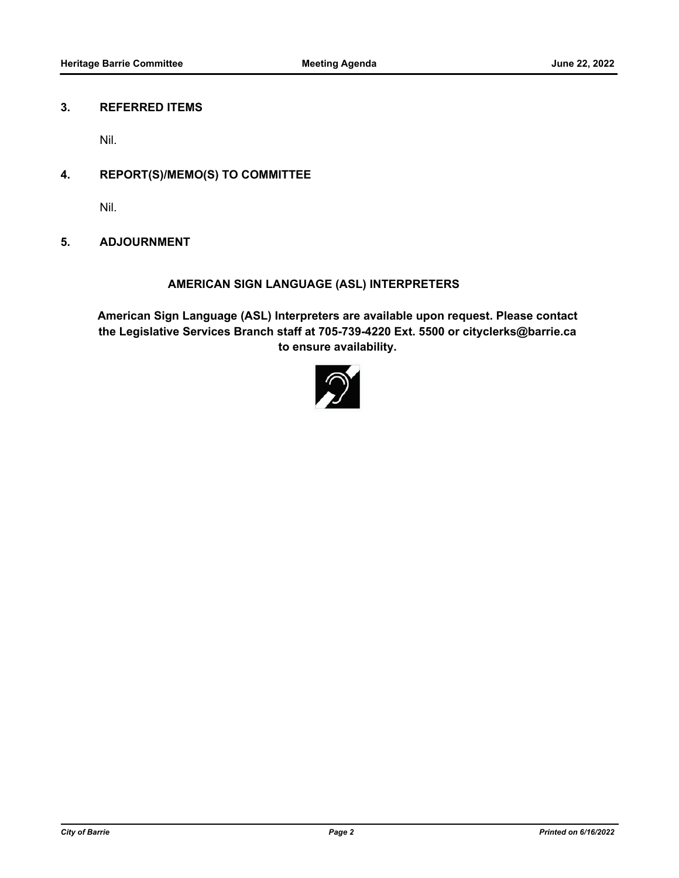## 3. REFERRED ITEMS

Nil.

## 4. REPORT(S)/MEMO(S) TO COMMITTEE

Nil.

## 5. ADJOURNMENT

**AMERICAN SIGN LANGUAGE (ASL) INTERPRETERS**

**American Sign Language (ASL) Interpreters are available upon request. Please contact the Legislative Services Branch staff at 705-739-4220 Ext. 5500 or cityclerks@barrie.ca to ensure availability.**